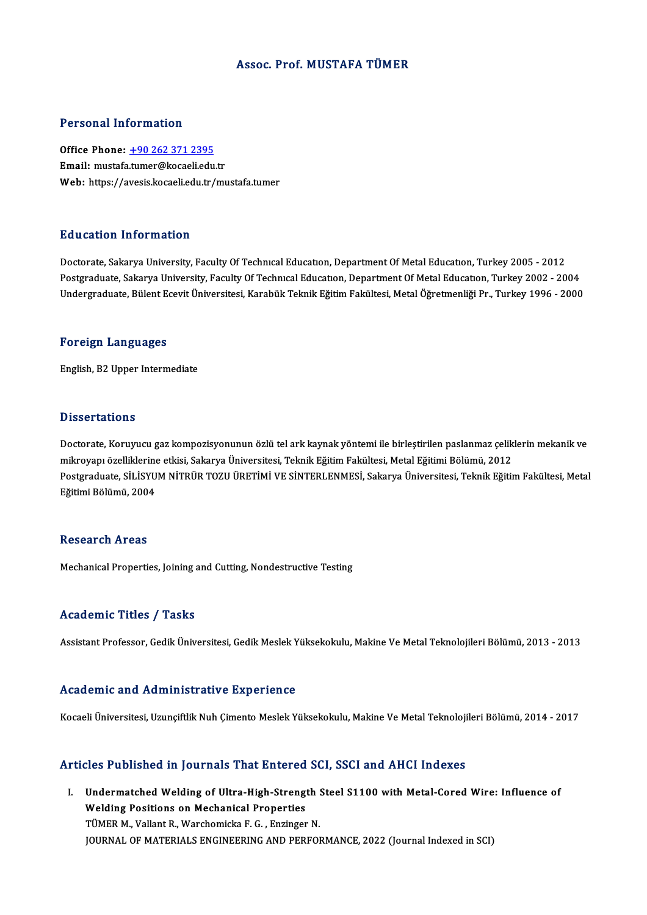# Assoc. Prof. MUSTAFA TÜMER

## Personal Information

**Office Phone:** +90 262 371 2395
**Email:** mustafa.tumer@kocaeli.edu.tr
**Web:** https://avesis.kocaeli.edu.tr/mustafa.tumer

## Education Information

Doctorate, Sakarya University, Faculty Of Technıcal Educatıon, Department Of Metal Educatıon, Turkey 2005 - 2012
Postgraduate, Sakarya University, Faculty Of Technıcal Educatıon, Department Of Metal Educatıon, Turkey 2002 - 2004
Undergraduate, Bülent Ecevit Üniversitesi, Karabük Teknik Eğitim Fakültesi, Metal Öğretmenliği Pr., Turkey 1996 - 2000

## Foreign Languages

English, B2 Upper Intermediate

## Dissertations

Doctorate, Koruyucu gaz kompozisyonunun özlü tel ark kaynak yöntemi ile birleştirilen paslanmaz çeliklerin mekanik ve mikroyapı özelliklerine etkisi, Sakarya Üniversitesi, Teknik Eğitim Fakültesi, Metal Eğitimi Bölümü, 2012
Postgraduate, SİLİSYUM NİTRÜR TOZU ÜRETİMİ VE SİNTERLENMESİ, Sakarya Üniversitesi, Teknik Eğitim Fakültesi, Metal Eğitimi Bölümü, 2004

## Research Areas

Mechanical Properties, Joining and Cutting, Nondestructive Testing

## Academic Titles / Tasks

Assistant Professor, Gedik Üniversitesi, Gedik Meslek Yüksekokulu, Makine Ve Metal Teknolojileri Bölümü, 2013 - 2013

## Academic and Administrative Experience

Kocaeli Üniversitesi, Uzunçiftlik Nuh Çimento Meslek Yüksekokulu, Makine Ve Metal Teknolojileri Bölümü, 2014 - 2017

## Articles Published in Journals That Entered SCI, SSCI and AHCI Indexes

I. **Undermatched Welding of Ultra-High-Strength Steel S1100 with Metal-Cored Wire: Influence of Welding Positions on Mechanical Properties**
TÜMER M., Vallant R., Warchomicka F. G. , Enzinger N.
JOURNAL OF MATERIALS ENGINEERING AND PERFORMANCE, 2022 (Journal Indexed in SCI)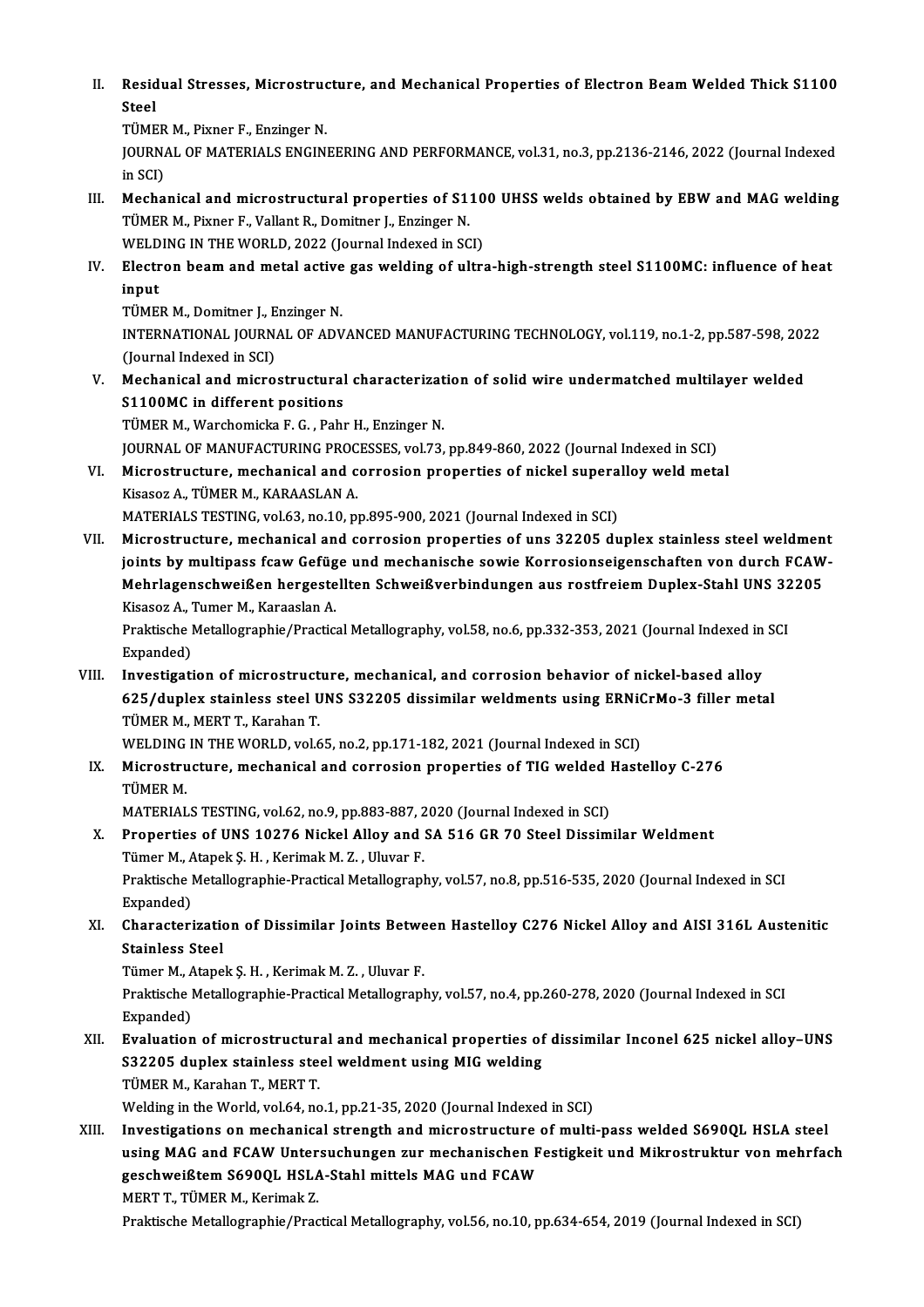II. **Residual Stresses, Microstructure, and Mechanical Properties of Electron Beam Welded Thick S1100 Steel**
TÜMER M., Pixner F., Enzinger N.
JOURNAL OF MATERIALS ENGINEERING AND PERFORMANCE, vol.31, no.3, pp.2136-2146, 2022 (Journal Indexed in SCI)

III. **Mechanical and microstructural properties of S1100 UHSS welds obtained by EBW and MAG welding**
TÜMER M., Pixner F., Vallant R., Domitner J., Enzinger N.
WELDING IN THE WORLD, 2022 (Journal Indexed in SCI)

IV. **Electron beam and metal active gas welding of ultra-high-strength steel S1100MC: influence of heat input**
TÜMER M., Domitner J., Enzinger N.
INTERNATIONAL JOURNAL OF ADVANCED MANUFACTURING TECHNOLOGY, vol.119, no.1-2, pp.587-598, 2022 (Journal Indexed in SCI)

V. **Mechanical and microstructural characterization of solid wire undermatched multilayer welded S1100MC in different positions**
TÜMER M., Warchomicka F. G. , Pahr H., Enzinger N.
JOURNAL OF MANUFACTURING PROCESSES, vol.73, pp.849-860, 2022 (Journal Indexed in SCI)

VI. **Microstructure, mechanical and corrosion properties of nickel superalloy weld metal**
Kisasoz A., TÜMER M., KARAASLAN A.
MATERIALS TESTING, vol.63, no.10, pp.895-900, 2021 (Journal Indexed in SCI)

VII. **Microstructure, mechanical and corrosion properties of uns 32205 duplex stainless steel weldment joints by multipass fcaw Gefüge und mechanische sowie Korrosionseigenschaften von durch FCAW-Mehrlagenschweißen hergestellten Schweißverbindungen aus rostfreiem Duplex-Stahl UNS 32205**
Kisasoz A., Tumer M., Karaaslan A.
Praktische Metallographie/Practical Metallography, vol.58, no.6, pp.332-353, 2021 (Journal Indexed in SCI Expanded)

VIII. **Investigation of microstructure, mechanical, and corrosion behavior of nickel-based alloy 625/duplex stainless steel UNS S32205 dissimilar weldments using ERNiCrMo-3 filler metal**
TÜMER M., MERT T., Karahan T.
WELDING IN THE WORLD, vol.65, no.2, pp.171-182, 2021 (Journal Indexed in SCI)

IX. **Microstructure, mechanical and corrosion properties of TIG welded Hastelloy C-276**
TÜMER M.
MATERIALS TESTING, vol.62, no.9, pp.883-887, 2020 (Journal Indexed in SCI)

X. **Properties of UNS 10276 Nickel Alloy and SA 516 GR 70 Steel Dissimilar Weldment**
Tümer M., Atapek Ş. H. , Kerimak M. Z. , Uluvar F.
Praktische Metallographie-Practical Metallography, vol.57, no.8, pp.516-535, 2020 (Journal Indexed in SCI Expanded)

XI. **Characterization of Dissimilar Joints Between Hastelloy C276 Nickel Alloy and AISI 316L Austenitic Stainless Steel**
Tümer M., Atapek Ş. H. , Kerimak M. Z. , Uluvar F.
Praktische Metallographie-Practical Metallography, vol.57, no.4, pp.260-278, 2020 (Journal Indexed in SCI Expanded)

XII. **Evaluation of microstructural and mechanical properties of dissimilar Inconel 625 nickel alloy–UNS S32205 duplex stainless steel weldment using MIG welding**
TÜMER M., Karahan T., MERT T.
Welding in the World, vol.64, no.1, pp.21-35, 2020 (Journal Indexed in SCI)

XIII. **Investigations on mechanical strength and microstructure of multi-pass welded S690QL HSLA steel using MAG and FCAW Untersuchungen zur mechanischen Festigkeit und Mikrostruktur von mehrfach geschweißtem S690QL HSLA-Stahl mittels MAG und FCAW**
MERT T., TÜMER M., Kerimak Z.
Praktische Metallographie/Practical Metallography, vol.56, no.10, pp.634-654, 2019 (Journal Indexed in SCI)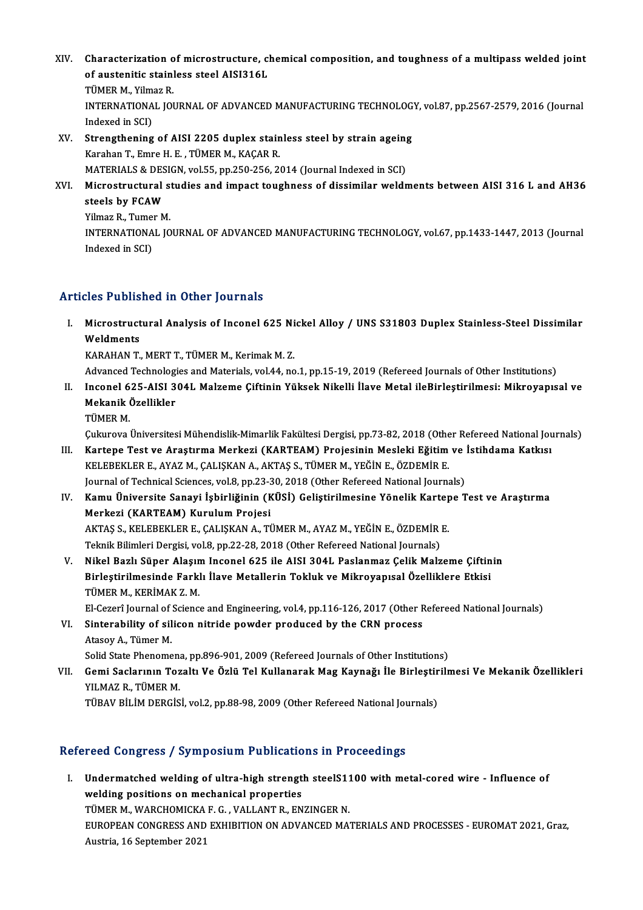XIV. **Characterization of microstructure, chemical composition, and toughness of a multipass welded joint of austenitic stainless steel AISI316L**
TÜMER M., Yilmaz R.
INTERNATIONAL JOURNAL OF ADVANCED MANUFACTURING TECHNOLOGY, vol.87, pp.2567-2579, 2016 (Journal Indexed in SCI)

XV. **Strengthening of AISI 2205 duplex stainless steel by strain ageing**
Karahan T., Emre H. E. , TÜMER M., KAÇAR R.
MATERIALS & DESIGN, vol.55, pp.250-256, 2014 (Journal Indexed in SCI)

XVI. **Microstructural studies and impact toughness of dissimilar weldments between AISI 316 L and AH36 steels by FCAW**
Yilmaz R., Tumer M.
INTERNATIONAL JOURNAL OF ADVANCED MANUFACTURING TECHNOLOGY, vol.67, pp.1433-1447, 2013 (Journal Indexed in SCI)

## Articles Published in Other Journals

I. **Microstructural Analysis of Inconel 625 Nickel Alloy / UNS S31803 Duplex Stainless-Steel Dissimilar Weldments**
KARAHAN T., MERT T., TÜMER M., Kerimak M. Z.
Advanced Technologies and Materials, vol.44, no.1, pp.15-19, 2019 (Refereed Journals of Other Institutions)

II. **Inconel 625-AISI 304L Malzeme Çiftinin Yüksek Nikelli İlave Metal ileBirleştirilmesi: Mikroyapısal ve Mekanik Özellikler**
TÜMER M.
Çukurova Üniversitesi Mühendislik-Mimarlik Fakültesi Dergisi, pp.73-82, 2018 (Other Refereed National Journals)

III. **Kartepe Test ve Araştırma Merkezi (KARTEAM) Projesinin Mesleki Eğitim ve İstihdama Katkısı**
KELEBEKLER E., AYAZ M., ÇALIŞKAN A., AKTAŞ S., TÜMER M., YEĞİN E., ÖZDEMİR E.
Journal of Technical Sciences, vol.8, pp.23-30, 2018 (Other Refereed National Journals)

IV. **Kamu Üniversite Sanayi İşbirliğinin (KÜSİ) Geliştirilmesine Yönelik Kartepe Test ve Araştırma Merkezi (KARTEAM) Kurulum Projesi**
AKTAŞ S., KELEBEKLER E., ÇALIŞKAN A., TÜMER M., AYAZ M., YEĞİN E., ÖZDEMİR E.
Teknik Bilimleri Dergisi, vol.8, pp.22-28, 2018 (Other Refereed National Journals)

V. **Nikel Bazlı Süper Alaşım Inconel 625 ile AISI 304L Paslanmaz Çelik Malzeme Çiftinin Birleştirilmesinde Farklı İlave Metallerin Tokluk ve Mikroyapısal Özelliklere Etkisi**
TÜMER M., KERİMAK Z. M.
El-Cezerî Journal of Science and Engineering, vol.4, pp.116-126, 2017 (Other Refereed National Journals)

VI. **Sinterability of silicon nitride powder produced by the CRN process**
Atasoy A., Tümer M.
Solid State Phenomena, pp.896-901, 2009 (Refereed Journals of Other Institutions)

VII. **Gemi Saclarının Tozaltı Ve Özlü Tel Kullanarak Mag Kaynağı İle Birleştirilmesi Ve Mekanik Özellikleri**
YILMAZ R., TÜMER M.
TÜBAV BİLİM DERGİSİ, vol.2, pp.88-98, 2009 (Other Refereed National Journals)

## Refereed Congress / Symposium Publications in Proceedings

I. **Undermatched welding of ultra-high strength steelS1100 with metal-cored wire - Influence of welding positions on mechanical properties**
TÜMER M., WARCHOMICKA F. G. , VALLANT R., ENZINGER N.
EUROPEAN CONGRESS AND EXHIBITION ON ADVANCED MATERIALS AND PROCESSES - EUROMAT 2021, Graz, Austria, 16 September 2021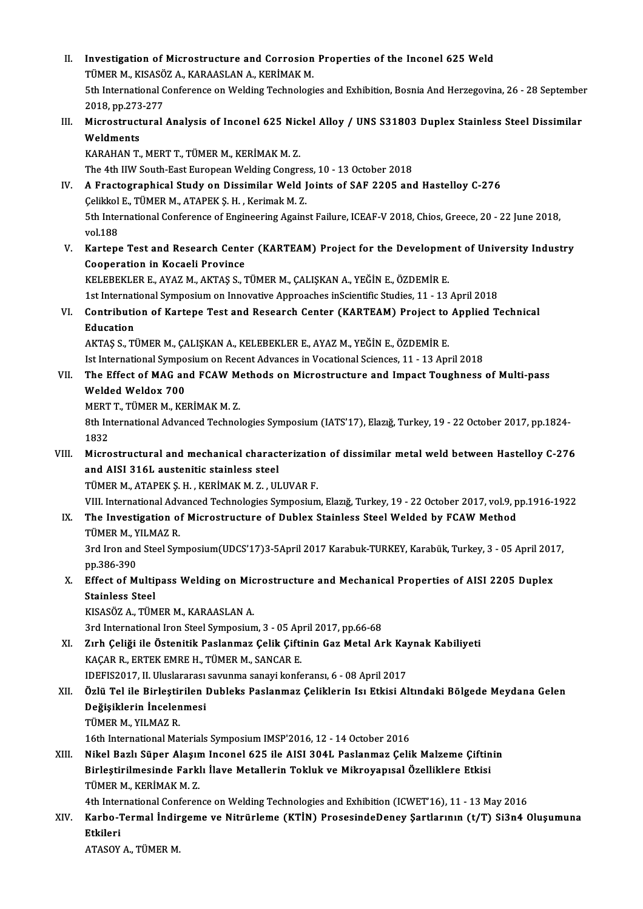II. **Investigation of Microstructure and Corrosion Properties of the Inconel 625 Weld**
TÜMER M., KISASÖZ A., KARAASLAN A., KERİMAK M.
5th International Conference on Welding Technologies and Exhibition, Bosnia And Herzegovina, 26 - 28 September 2018, pp.273-277

III. **Microstructural Analysis of Inconel 625 Nickel Alloy / UNS S31803 Duplex Stainless Steel Dissimilar Weldments**
KARAHAN T., MERT T., TÜMER M., KERİMAK M. Z.
The 4th IIW South-East European Welding Congress, 10 - 13 October 2018

IV. **A Fractographical Study on Dissimilar Weld Joints of SAF 2205 and Hastelloy C-276**
Çelikkol E., TÜMER M., ATAPEK Ş. H. , Kerimak M. Z.
5th International Conference of Engineering Against Failure, ICEAF-V 2018, Chios, Greece, 20 - 22 June 2018, vol.188

V. **Kartepe Test and Research Center (KARTEAM) Project for the Development of University Industry Cooperation in Kocaeli Province**
KELEBEKLER E., AYAZ M., AKTAŞ S., TÜMER M., ÇALIŞKAN A., YEĞİN E., ÖZDEMİR E.
1st International Symposium on Innovative Approaches inScientific Studies, 11 - 13 April 2018

VI. **Contribution of Kartepe Test and Research Center (KARTEAM) Project to Applied Technical Education**
AKTAŞ S., TÜMER M., ÇALIŞKAN A., KELEBEKLER E., AYAZ M., YEĞİN E., ÖZDEMİR E.
Ist International Symposium on Recent Advances in Vocational Sciences, 11 - 13 April 2018

VII. **The Effect of MAG and FCAW Methods on Microstructure and Impact Toughness of Multi-pass Welded Weldox 700**
MERT T., TÜMER M., KERİMAK M. Z.
8th International Advanced Technologies Symposium (IATS'17), Elazığ, Turkey, 19 - 22 October 2017, pp.1824-1832

VIII. **Microstructural and mechanical characterization of dissimilar metal weld between Hastelloy C-276 and AISI 316L austenitic stainless steel**
TÜMER M., ATAPEK Ş. H. , KERİMAK M. Z. , ULUVAR F.
VIII. International Advanced Technologies Symposium, Elazığ, Turkey, 19 - 22 October 2017, vol.9, pp.1916-1922

IX. **The Investigation of Microstructure of Dublex Stainless Steel Welded by FCAW Method**
TÜMER M., YILMAZ R.
3rd Iron and Steel Symposium(UDCS'17)3-5April 2017 Karabuk-TURKEY, Karabük, Turkey, 3 - 05 April 2017, pp.386-390

X. **Effect of Multipass Welding on Microstructure and Mechanical Properties of AISI 2205 Duplex Stainless Steel**
KISASÖZ A., TÜMER M., KARAASLAN A.
3rd International Iron Steel Symposium, 3 - 05 April 2017, pp.66-68

XI. **Zırh Çeliği ile Östenitik Paslanmaz Çelik Çiftinin Gaz Metal Ark Kaynak Kabiliyeti**
KAÇAR R., ERTEK EMRE H., TÜMER M., SANCAR E.
IDEFIS2017, II. Uluslararası savunma sanayi konferansı, 6 - 08 April 2017

XII. **Özlü Tel ile Birleştirilen Dubleks Paslanmaz Çeliklerin Isı Etkisi Altındaki Bölgede Meydana Gelen Değişiklerin İncelenmesi**
TÜMER M., YILMAZ R.
16th International Materials Symposium IMSP'2016, 12 - 14 October 2016

XIII. **Nikel Bazlı Süper Alaşım Inconel 625 ile AISI 304L Paslanmaz Çelik Malzeme Çiftinin Birleştirilmesinde Farklı İlave Metallerin Tokluk ve Mikroyapısal Özelliklere Etkisi**
TÜMER M., KERİMAK M. Z.
4th International Conference on Welding Technologies and Exhibition (ICWET'16), 11 - 13 May 2016

XIV. **Karbo-Termal İndirgeme ve Nitrürleme (KTİN) ProsesindeDeney Şartlarının (t/T) Si3n4 Oluşumuna Etkileri**
ATASOY A., TÜMER M.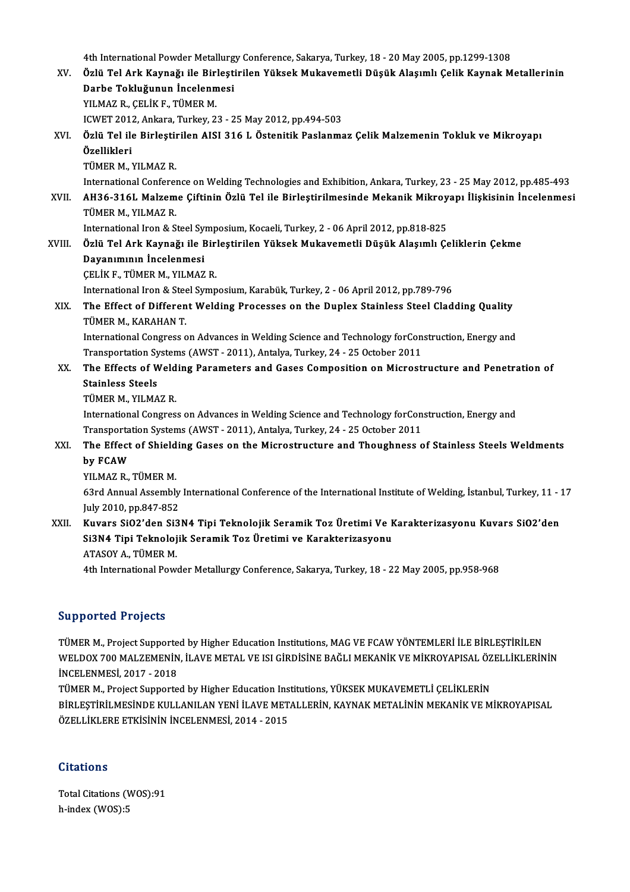4th International Powder Metallurgy Conference, Sakarya, Turkey, 18 - 20 May 2005, pp.1299-1308

XV. **Özlü Tel Ark Kaynağı ile Birleştirilen Yüksek Mukavemetli Düşük Alaşımlı Çelik Kaynak Metallerinin Darbe Tokluğunun İncelenmesi**
YILMAZ R., ÇELİK F., TÜMER M.
ICWET 2012, Ankara, Turkey, 23 - 25 May 2012, pp.494-503

XVI. **Özlü Tel ile Birleştirilen AISI 316 L Östenitik Paslanmaz Çelik Malzemenin Tokluk ve Mikroyapı Özellikleri**
TÜMER M., YILMAZ R.
International Conference on Welding Technologies and Exhibition, Ankara, Turkey, 23 - 25 May 2012, pp.485-493

XVII. **AH36-316L Malzeme Çiftinin Özlü Tel ile Birleştirilmesinde Mekanik Mikroyapı İlişkisinin İncelenmesi**
TÜMER M., YILMAZ R.
International Iron & Steel Symposium, Kocaeli, Turkey, 2 - 06 April 2012, pp.818-825

XVIII. **Özlü Tel Ark Kaynağı ile Birleştirilen Yüksek Mukavemetli Düşük Alaşımlı Çeliklerin Çekme Dayanımının İncelenmesi**
ÇELİK F., TÜMER M., YILMAZ R.
International Iron & Steel Symposium, Karabük, Turkey, 2 - 06 April 2012, pp.789-796

XIX. **The Effect of Different Welding Processes on the Duplex Stainless Steel Cladding Quality**
TÜMER M., KARAHAN T.
International Congress on Advances in Welding Science and Technology forConstruction, Energy and Transportation Systems (AWST - 2011), Antalya, Turkey, 24 - 25 October 2011

XX. **The Effects of Welding Parameters and Gases Composition on Microstructure and Penetration of Stainless Steels**
TÜMER M., YILMAZ R.
International Congress on Advances in Welding Science and Technology forConstruction, Energy and Transportation Systems (AWST - 2011), Antalya, Turkey, 24 - 25 October 2011

XXI. **The Effect of Shielding Gases on the Microstructure and Thoughness of Stainless Steels Weldments by FCAW**
YILMAZ R., TÜMER M.
63rd Annual Assembly International Conference of the International Institute of Welding, İstanbul, Turkey, 11 - 17 July 2010, pp.847-852

XXII. **Kuvars SiO2'den Si3N4 Tipi Teknolojik Seramik Toz Üretimi Ve Karakterizasyonu Kuvars SiO2'den Si3N4 Tipi Teknolojik Seramik Toz Üretimi ve Karakterizasyonu**
ATASOY A., TÜMER M.
4th International Powder Metallurgy Conference, Sakarya, Turkey, 18 - 22 May 2005, pp.958-968

## Supported Projects

TÜMER M., Project Supported by Higher Education Institutions, MAG VE FCAW YÖNTEMLERİ İLE BİRLEŞTİRİLEN WELDOX 700 MALZEMENİN, İLAVE METAL VE ISI GİRDİSİNE BAĞLI MEKANİK VE MİKROYAPISAL ÖZELLİKLERİNİN İNCELENMESİ, 2017 - 2018

TÜMER M., Project Supported by Higher Education Institutions, YÜKSEK MUKAVEMETLİ ÇELİKLERİN BİRLEŞTİRİLMESİNDE KULLANILAN YENİ İLAVE METALLERİN, KAYNAK METALİNİN MEKANİK VE MİKROYAPISAL ÖZELLİKLERE ETKİSİNİN İNCELENMESİ, 2014 - 2015

## Citations

Total Citations (WOS):91
h-index (WOS):5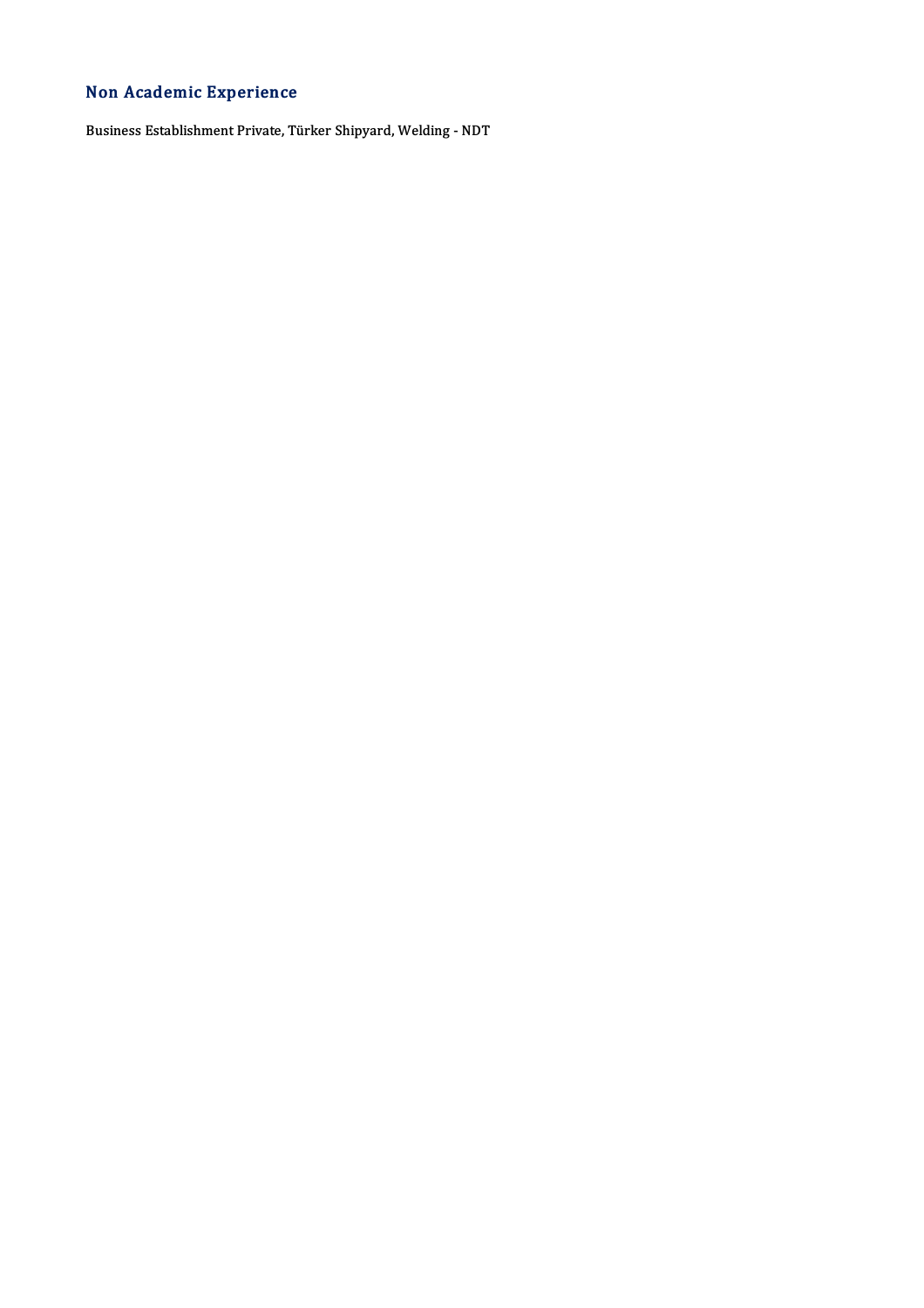## Non Academic Experience

Business Establishment Private, Türker Shipyard, Welding - NDT